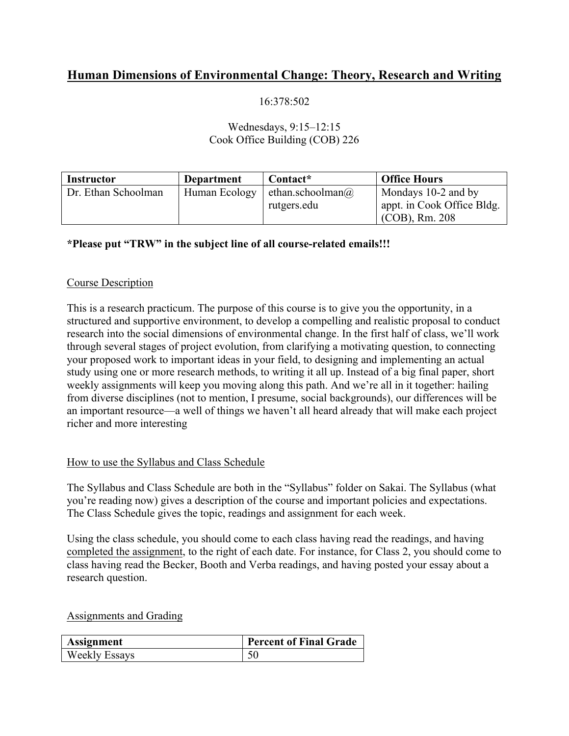# Human Dimensions of Environmental Change: Theory, Research and Writing

16:378:502

Wednesdays, 9:15–12:15
Cook Office Building (COB) 226

| Instructor | Department | Contact* | Office Hours |
|---|---|---|---|
| Dr. Ethan Schoolman | Human Ecology | ethan.schoolman@rutgers.edu | Mondays 10-2 and by appt. in Cook Office Bldg. (COB), Rm. 208 |

**\*Please put "TRW" in the subject line of all course-related emails!!!**

## Course Description

This is a research practicum. The purpose of this course is to give you the opportunity, in a structured and supportive environment, to develop a compelling and realistic proposal to conduct research into the social dimensions of environmental change. In the first half of class, we'll work through several stages of project evolution, from clarifying a motivating question, to connecting your proposed work to important ideas in your field, to designing and implementing an actual study using one or more research methods, to writing it all up. Instead of a big final paper, short weekly assignments will keep you moving along this path. And we're all in it together: hailing from diverse disciplines (not to mention, I presume, social backgrounds), our differences will be an important resource—a well of things we haven't all heard already that will make each project richer and more interesting

## How to use the Syllabus and Class Schedule

The Syllabus and Class Schedule are both in the "Syllabus" folder on Sakai. The Syllabus (what you're reading now) gives a description of the course and important policies and expectations. The Class Schedule gives the topic, readings and assignment for each week.

Using the class schedule, you should come to each class having read the readings, and having completed the assignment, to the right of each date. For instance, for Class 2, you should come to class having read the Becker, Booth and Verba readings, and having posted your essay about a research question.

## Assignments and Grading

| Assignment | Percent of Final Grade |
|---|---|
| Weekly Essays | 50 |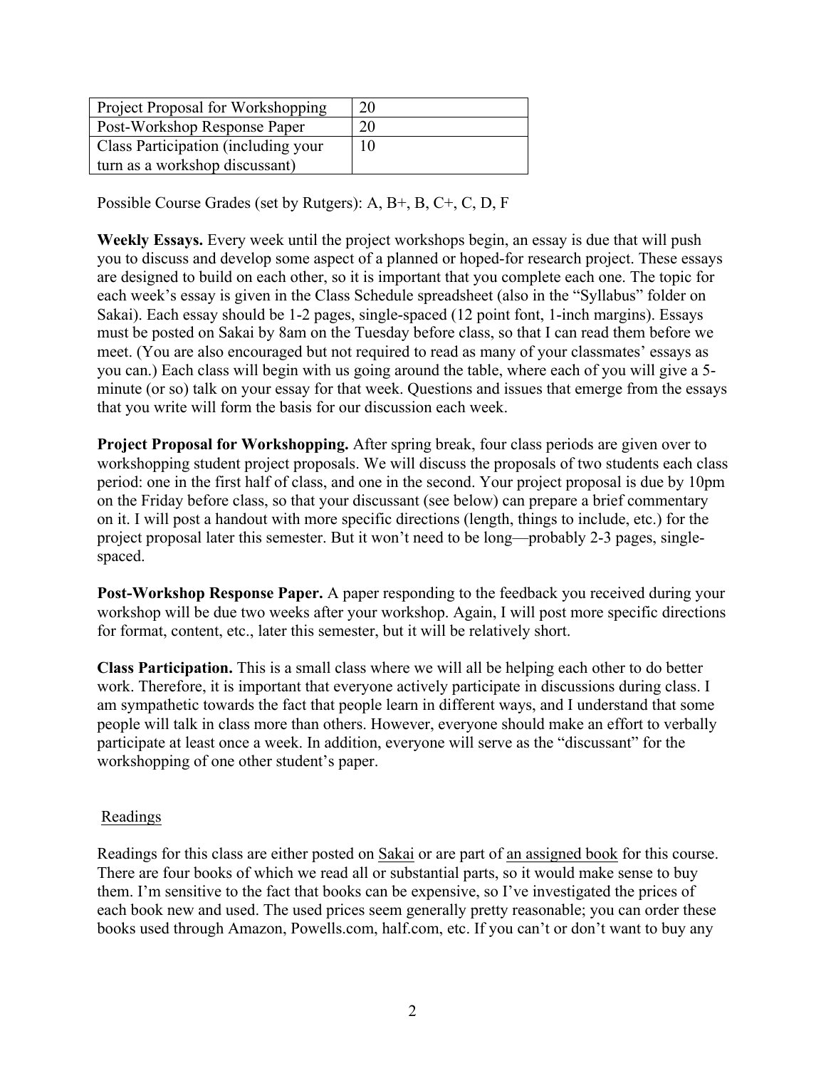| Project Proposal for Workshopping | 20 |
| --- | --- |
| Post-Workshop Response Paper | 20 |
| Class Participation (including your turn as a workshop discussant) | 10 |

Possible Course Grades (set by Rutgers): A, B+, B, C+, C, D, F

**Weekly Essays.** Every week until the project workshops begin, an essay is due that will push you to discuss and develop some aspect of a planned or hoped-for research project. These essays are designed to build on each other, so it is important that you complete each one. The topic for each week's essay is given in the Class Schedule spreadsheet (also in the "Syllabus" folder on Sakai). Each essay should be 1-2 pages, single-spaced (12 point font, 1-inch margins). Essays must be posted on Sakai by 8am on the Tuesday before class, so that I can read them before we meet. (You are also encouraged but not required to read as many of your classmates' essays as you can.) Each class will begin with us going around the table, where each of you will give a 5-minute (or so) talk on your essay for that week. Questions and issues that emerge from the essays that you write will form the basis for our discussion each week.

**Project Proposal for Workshopping.** After spring break, four class periods are given over to workshopping student project proposals. We will discuss the proposals of two students each class period: one in the first half of class, and one in the second. Your project proposal is due by 10pm on the Friday before class, so that your discussant (see below) can prepare a brief commentary on it. I will post a handout with more specific directions (length, things to include, etc.) for the project proposal later this semester. But it won't need to be long—probably 2-3 pages, single-spaced.

**Post-Workshop Response Paper.** A paper responding to the feedback you received during your workshop will be due two weeks after your workshop. Again, I will post more specific directions for format, content, etc., later this semester, but it will be relatively short.

**Class Participation.** This is a small class where we will all be helping each other to do better work. Therefore, it is important that everyone actively participate in discussions during class. I am sympathetic towards the fact that people learn in different ways, and I understand that some people will talk in class more than others. However, everyone should make an effort to verbally participate at least once a week. In addition, everyone will serve as the "discussant" for the workshopping of one other student's paper.

## Readings

Readings for this class are either posted on Sakai or are part of an assigned book for this course. There are four books of which we read all or substantial parts, so it would make sense to buy them. I'm sensitive to the fact that books can be expensive, so I've investigated the prices of each book new and used. The used prices seem generally pretty reasonable; you can order these books used through Amazon, Powells.com, half.com, etc. If you can't or don't want to buy any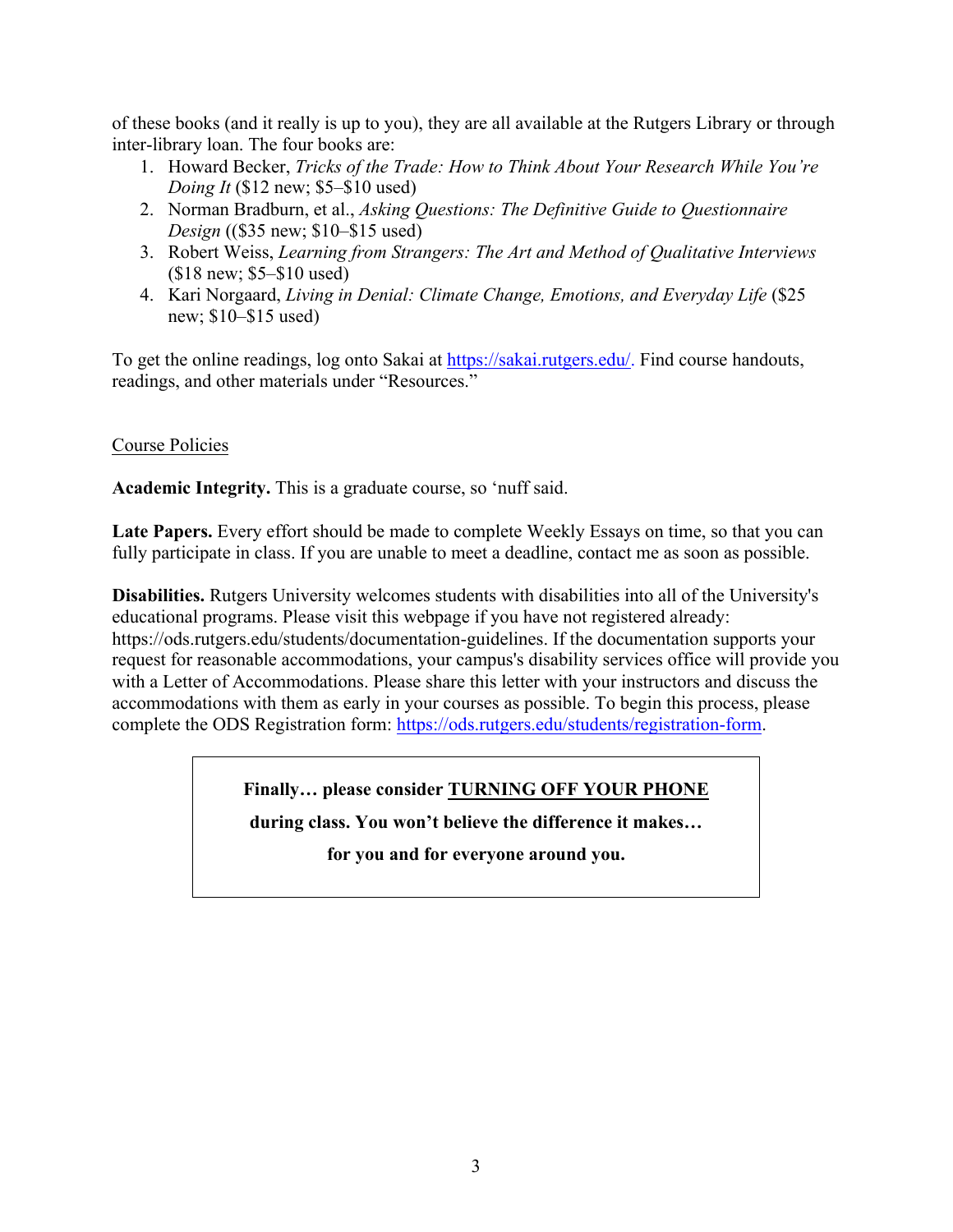of these books (and it really is up to you), they are all available at the Rutgers Library or through inter-library loan. The four books are:

1. Howard Becker, *Tricks of the Trade: How to Think About Your Research While You're Doing It* ($12 new; $5–$10 used)
2. Norman Bradburn, et al., *Asking Questions: The Definitive Guide to Questionnaire Design* (($35 new; $10–$15 used)
3. Robert Weiss, *Learning from Strangers: The Art and Method of Qualitative Interviews* ($18 new; $5–$10 used)
4. Kari Norgaard, *Living in Denial: Climate Change, Emotions, and Everyday Life* ($25 new; $10–$15 used)

To get the online readings, log onto Sakai at [https://sakai.rutgers.edu/](https://sakai.rutgers.edu/). Find course handouts, readings, and other materials under "Resources."

## Course Policies

**Academic Integrity.** This is a graduate course, so 'nuff said.

**Late Papers.** Every effort should be made to complete Weekly Essays on time, so that you can fully participate in class. If you are unable to meet a deadline, contact me as soon as possible.

**Disabilities.** Rutgers University welcomes students with disabilities into all of the University's educational programs. Please visit this webpage if you have not registered already: https://ods.rutgers.edu/students/documentation-guidelines. If the documentation supports your request for reasonable accommodations, your campus's disability services office will provide you with a Letter of Accommodations. Please share this letter with your instructors and discuss the accommodations with them as early in your courses as possible. To begin this process, please complete the ODS Registration form: [https://ods.rutgers.edu/students/registration-form](https://ods.rutgers.edu/students/registration-form).

**Finally… please consider <u>TURNING OFF YOUR PHONE</u> during class. You won't believe the difference it makes… for you and for everyone around you.**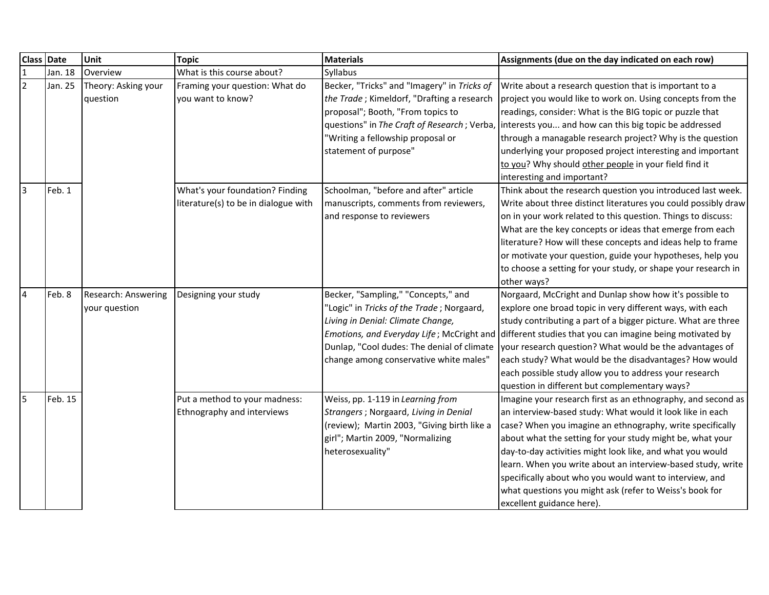| Class | Date | Unit | Topic | Materials | Assignments (due on the day indicated on each row) |
|---|---|---|---|---|---|
| 1 | Jan. 18 | Overview | What is this course about? | Syllabus | |
| 2 | Jan. 25 | Theory: Asking your question | Framing your question: What do you want to know? | Becker, "Tricks" and "Imagery" in *Tricks of the Trade* ; Kimeldorf, "Drafting a research proposal"; Booth, "From topics to questions" in *The Craft of Research* ; Verba, "Writing a fellowship proposal or statement of purpose" | Write about a research question that is important to a project you would like to work on. Using concepts from the readings, consider: What is the BIG topic or puzzle that interests you... and how can this big topic be addressed through a managable research project? Why is the question underlying your proposed project interesting and important <u>to you</u>? Why should <u>other people</u> in your field find it interesting and important? |
| 3 | Feb. 1 | | What's your foundation? Finding literature(s) to be in dialogue with | Schoolman, "before and after" article manuscripts, comments from reviewers, and response to reviewers | Think about the research question you introduced last week. Write about three distinct literatures you could possibly draw on in your work related to this question. Things to discuss: What are the key concepts or ideas that emerge from each literature? How will these concepts and ideas help to frame or motivate your question, guide your hypotheses, help you to choose a setting for your study, or shape your research in other ways? |
| 4 | Feb. 8 | Research: Answering your question | Designing your study | Becker, "Sampling," "Concepts," and "Logic" in *Tricks of the Trade* ; Norgaard, *Living in Denial: Climate Change, Emotions, and Everyday Life* ; McCright and Dunlap, "Cool dudes: The denial of climate change among conservative white males" | Norgaard, McCright and Dunlap show how it's possible to explore one broad topic in very different ways, with each study contributing a part of a bigger picture. What are three different studies that you can imagine being motivated by your research question? What would be the advantages of each study? What would be the disadvantages? How would each possible study allow you to address your research question in different but complementary ways? |
| 5 | Feb. 15 | | Put a method to your madness: Ethnography and interviews | Weiss, pp. 1-119 in *Learning from Strangers* ; Norgaard, *Living in Denial* (review); Martin 2003, "Giving birth like a girl"; Martin 2009, "Normalizing heterosexuality" | Imagine your research first as an ethnography, and second as an interview-based study: What would it look like in each case? When you imagine an ethnography, write specifically about what the setting for your study might be, what your day-to-day activities might look like, and what you would learn. When you write about an interview-based study, write specifically about who you would want to interview, and what questions you might ask (refer to Weiss's book for excellent guidance here). |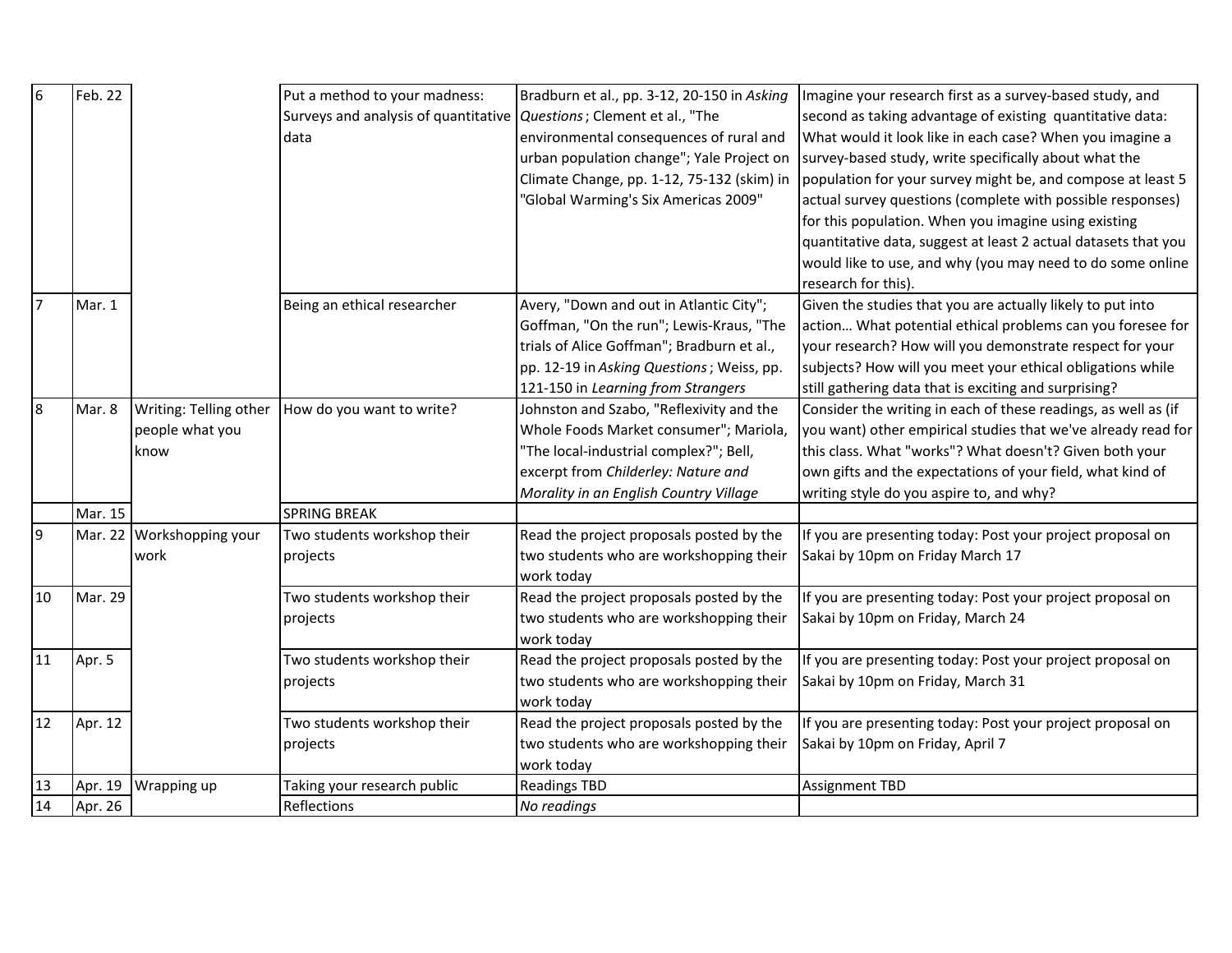| | | | | | |
|---|---|---|---|---|---|
| 6 | Feb. 22 | | Put a method to your madness: Surveys and analysis of quantitative data | Bradburn et al., pp. 3-12, 20-150 in *Asking Questions*; Clement et al., "The environmental consequences of rural and urban population change"; Yale Project on Climate Change, pp. 1-12, 75-132 (skim) in "Global Warming's Six Americas 2009" | Imagine your research first as a survey-based study, and second as taking advantage of existing quantitative data: What would it look like in each case? When you imagine a survey-based study, write specifically about what the population for your survey might be, and compose at least 5 actual survey questions (complete with possible responses) for this population. When you imagine using existing quantitative data, suggest at least 2 actual datasets that you would like to use, and why (you may need to do some online research for this). |
| 7 | Mar. 1 | | Being an ethical researcher | Avery, "Down and out in Atlantic City"; Goffman, "On the run"; Lewis-Kraus, "The trials of Alice Goffman"; Bradburn et al., pp. 12-19 in *Asking Questions*; Weiss, pp. 121-150 in *Learning from Strangers* | Given the studies that you are actually likely to put into action… What potential ethical problems can you foresee for your research? How will you demonstrate respect for your subjects? How will you meet your ethical obligations while still gathering data that is exciting and surprising? |
| 8 | Mar. 8 | Writing: Telling other people what you know | How do you want to write? | Johnston and Szabo, "Reflexivity and the Whole Foods Market consumer"; Mariola, "The local-industrial complex?"; Bell, excerpt from *Childerley: Nature and Morality in an English Country Village* | Consider the writing in each of these readings, as well as (if you want) other empirical studies that we've already read for this class. What "works"? What doesn't? Given both your own gifts and the expectations of your field, what kind of writing style do you aspire to, and why? |
| | Mar. 15 | | SPRING BREAK | | |
| 9 | Mar. 22 | Workshopping your work | Two students workshop their projects | Read the project proposals posted by the two students who are workshopping their work today | If you are presenting today: Post your project proposal on Sakai by 10pm on Friday March 17 |
| 10 | Mar. 29 | | Two students workshop their projects | Read the project proposals posted by the two students who are workshopping their work today | If you are presenting today: Post your project proposal on Sakai by 10pm on Friday, March 24 |
| 11 | Apr. 5 | | Two students workshop their projects | Read the project proposals posted by the two students who are workshopping their work today | If you are presenting today: Post your project proposal on Sakai by 10pm on Friday, March 31 |
| 12 | Apr. 12 | | Two students workshop their projects | Read the project proposals posted by the two students who are workshopping their work today | If you are presenting today: Post your project proposal on Sakai by 10pm on Friday, April 7 |
| 13 | Apr. 19 | Wrapping up | Taking your research public | Readings TBD | Assignment TBD |
| 14 | Apr. 26 | | Reflections | *No readings* | |